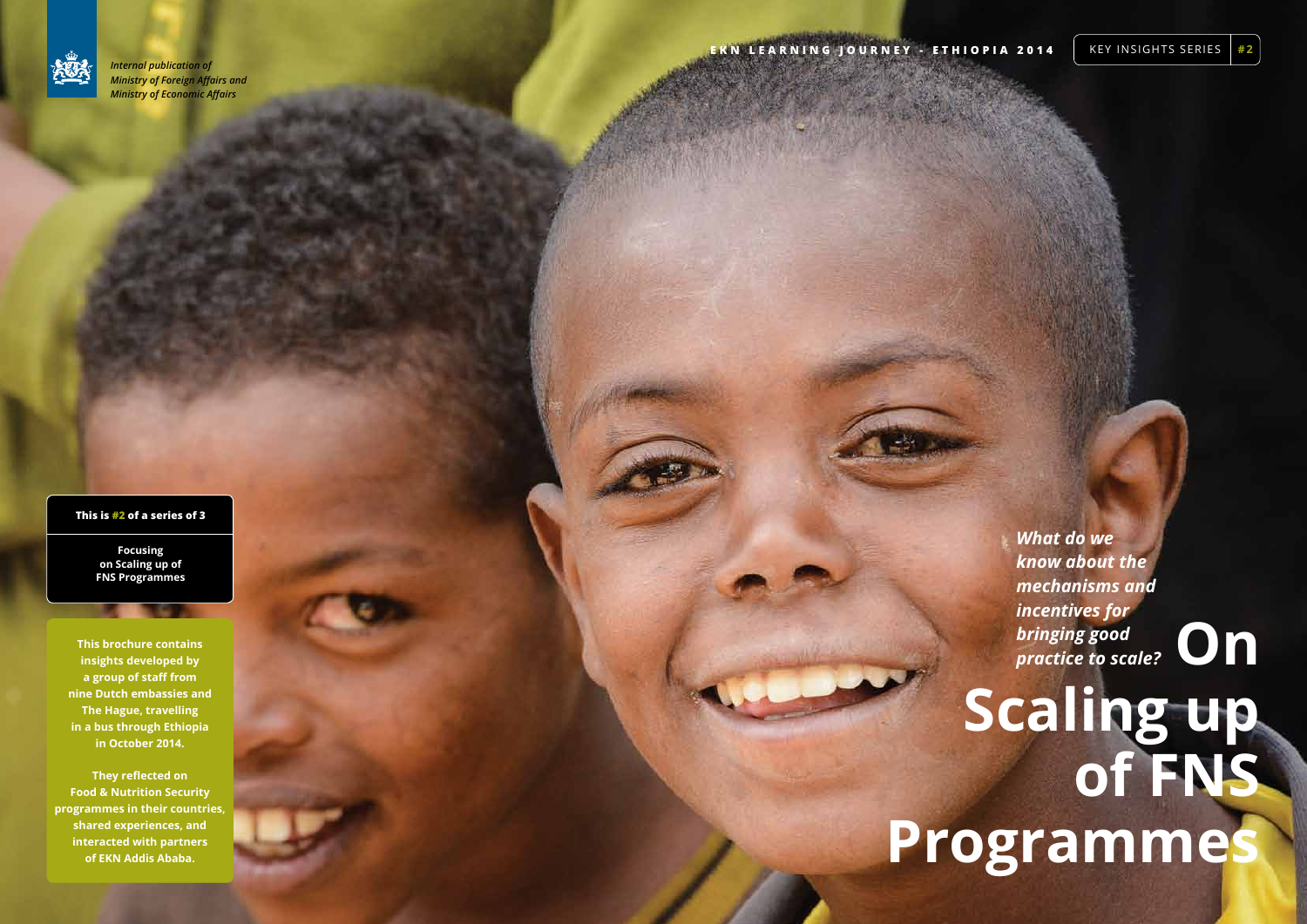*Internal publication of Ministry of Foreign Affairs and Ministry of Economic Affairs*

**EKN LEARNING JOURNEY - ETHIOPIA 2014**

KEY INSIGHTS SERIES #2

# On Scaling up of FNS Programmes

***What do we know about the mechanisms and incentives for bringing good practice to scale?***

**This is #2 of a series of 3**

**Focusing on Scaling up of FNS Programmes**

**This brochure contains insights developed by a group of staff from nine Dutch embassies and The Hague, travelling in a bus through Ethiopia in October 2014.**

**They reflected on Food & Nutrition Security programmes in their countries, shared experiences, and interacted with partners of EKN Addis Ababa.**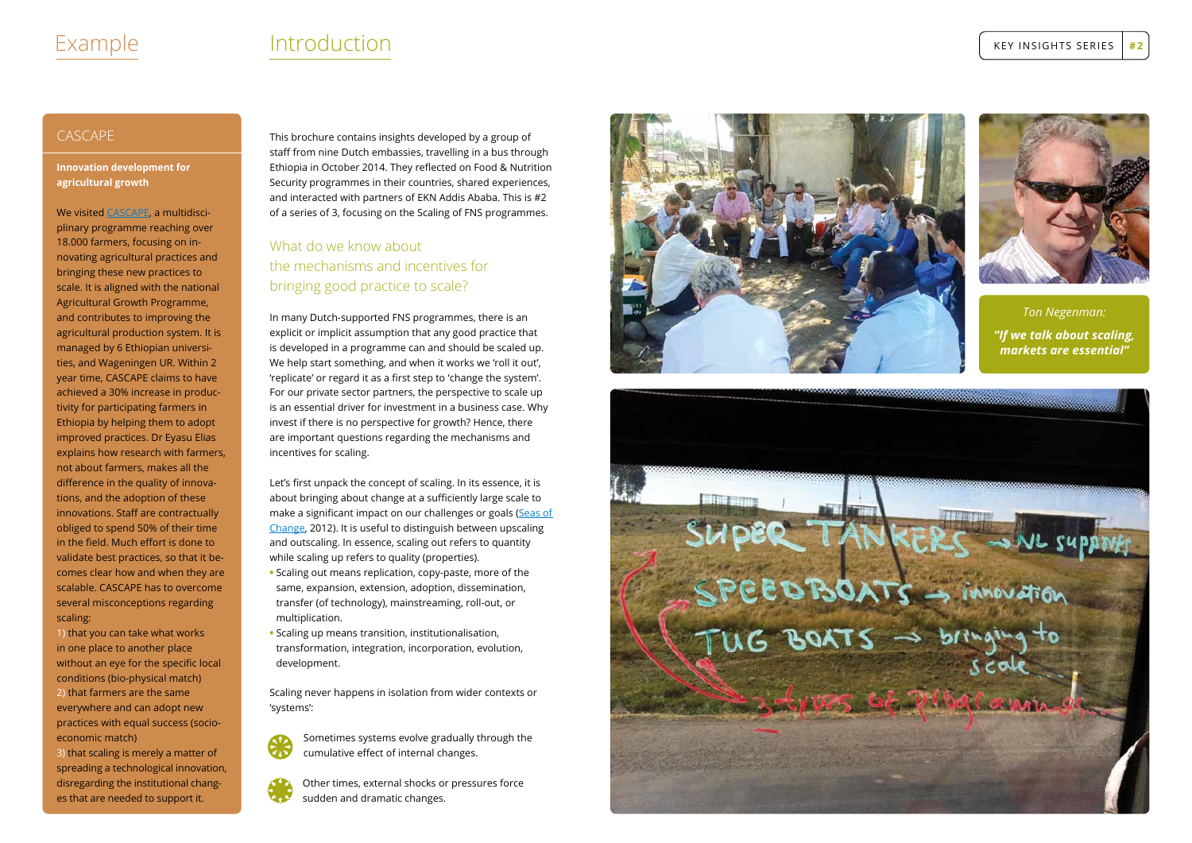# Example

## CASCAPE

**Innovation development for agricultural growth**

We visited CASCAPE, a multidisciplinary programme reaching over 18.000 farmers, focusing on innovating agricultural practices and bringing these new practices to scale. It is aligned with the national Agricultural Growth Programme, and contributes to improving the agricultural production system. It is managed by 6 Ethiopian universities, and Wageningen UR. Within 2 year time, CASCAPE claims to have achieved a 30% increase in productivity for participating farmers in Ethiopia by helping them to adopt improved practices. Dr Eyasu Elias explains how research with farmers, not about farmers, makes all the difference in the quality of innovations. Staff are contractually obliged to spend 50% of their time in the field. Much effort is done to validate best practices, so that it becomes clear how and when they are scalable. CASCAPE has to overcome several misconceptions regarding scaling:

1) that you can take what works in one place to another place without an eye for the specific local conditions (bio-physical match)
2) that farmers are the same everywhere and can adopt new practices with equal success (socio-economic match)
3) that scaling is merely a matter of spreading a technological innovation, disregarding the institutional changes that are needed to support it.

# Introduction

This brochure contains insights developed by a group of staff from nine Dutch embassies, travelling in a bus through Ethiopia in October 2014. They reflected on Food & Nutrition Security programmes in their countries, shared experiences, and interacted with partners of EKN Addis Ababa. This is #2 of a series of 3, focusing on the Scaling of FNS programmes.

## What do we know about the mechanisms and incentives for bringing good practice to scale?

In many Dutch-supported FNS programmes, there is an explicit or implicit assumption that any good practice that is developed in a programme can and should be scaled up. We help start something, and when it works we 'roll it out', 'replicate' or regard it as a first step to 'change the system'. For our private sector partners, the perspective to scale up is an essential driver for investment in a business case. Why invest if there is no perspective for growth? Hence, there are important questions regarding the mechanisms and incentives for scaling.

Let's first unpack the concept of scaling. In its essence, it is about bringing about change at a sufficiently large scale to make a significant impact on our challenges or goals (Seas of Change, 2012). It is useful to distinguish between upscaling and outscaling. In essence, scaling out refers to quantity while scaling up refers to quality (properties).

- Scaling out means replication, copy-paste, more of the same, expansion, extension, adoption, dissemination, transfer (of technology), mainstreaming, roll-out, or multiplication.
- Scaling up means transition, institutionalisation, transformation, integration, incorporation, evolution, development.

Scaling never happens in isolation from wider contexts or 'systems':

- Sometimes systems evolve gradually through the cumulative effect of internal changes.
- Other times, external shocks or pressures force sudden and dramatic changes.

*Ton Negenman:*

***"If we talk about scaling, markets are essential"***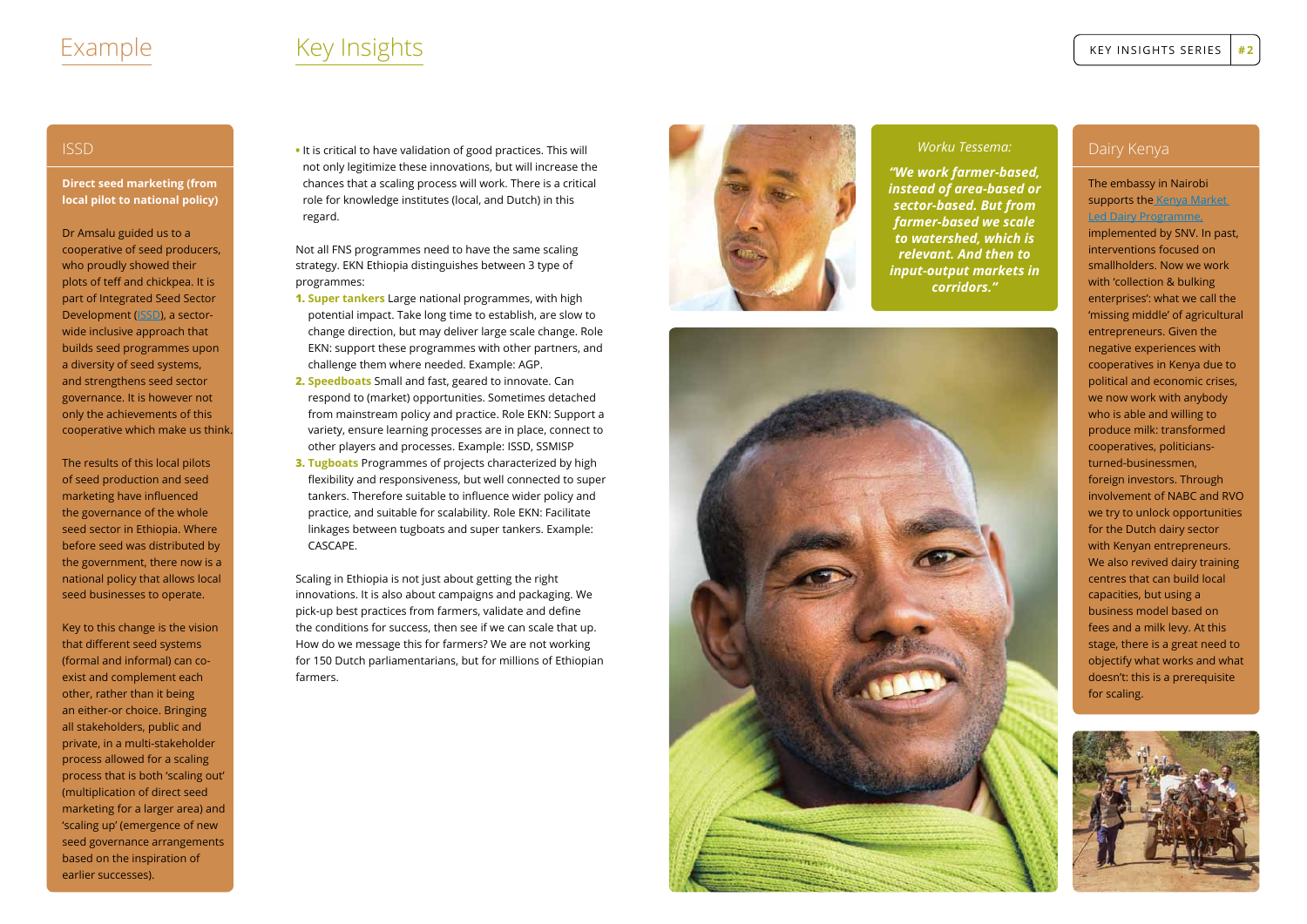# Example

## ISSD

**Direct seed marketing (from local pilot to national policy)**

Dr Amsalu guided us to a cooperative of seed producers, who proudly showed their plots of teff and chickpea. It is part of Integrated Seed Sector Development (ISSD), a sector-wide inclusive approach that builds seed programmes upon a diversity of seed systems, and strengthens seed sector governance. It is however not only the achievements of this cooperative which make us think.

The results of this local pilots of seed production and seed marketing have influenced the governance of the whole seed sector in Ethiopia. Where before seed was distributed by the government, there now is a national policy that allows local seed businesses to operate.

Key to this change is the vision that different seed systems (formal and informal) can co-exist and complement each other, rather than it being an either-or choice. Bringing all stakeholders, public and private, in a multi-stakeholder process allowed for a scaling process that is both 'scaling out' (multiplication of direct seed marketing for a larger area) and 'scaling up' (emergence of new seed governance arrangements based on the inspiration of earlier successes).

# Key Insights

- It is critical to have validation of good practices. This will not only legitimize these innovations, but will increase the chances that a scaling process will work. There is a critical role for knowledge institutes (local, and Dutch) in this regard.

Not all FNS programmes need to have the same scaling strategy. EKN Ethiopia distinguishes between 3 type of programmes:

1. **Super tankers** Large national programmes, with high potential impact. Take long time to establish, are slow to change direction, but may deliver large scale change. Role EKN: support these programmes with other partners, and challenge them where needed. Example: AGP.
2. **Speedboats** Small and fast, geared to innovate. Can respond to (market) opportunities. Sometimes detached from mainstream policy and practice. Role EKN: Support a variety, ensure learning processes are in place, connect to other players and processes. Example: ISSD, SSMISP
3. **Tugboats** Programmes of projects characterized by high flexibility and responsiveness, but well connected to super tankers. Therefore suitable to influence wider policy and practice, and suitable for scalability. Role EKN: Facilitate linkages between tugboats and super tankers. Example: CASCAPE.

Scaling in Ethiopia is not just about getting the right innovations. It is also about campaigns and packaging. We pick-up best practices from farmers, validate and define the conditions for success, then see if we can scale that up. How do we message this for farmers? We are not working for 150 Dutch parliamentarians, but for millions of Ethiopian farmers.

*Worku Tessema:*

***"We work farmer-based, instead of area-based or sector-based. But from farmer-based we scale to watershed, which is relevant. And then to input-output markets in corridors."***

## Dairy Kenya

The embassy in Nairobi supports the Kenya Market Led Dairy Programme, implemented by SNV. In past, interventions focused on smallholders. Now we work with 'collection & bulking enterprises': what we call the 'missing middle' of agricultural entrepreneurs. Given the negative experiences with cooperatives in Kenya due to political and economic crises, we now work with anybody who is able and willing to produce milk: transformed cooperatives, politicians-turned-businessmen, foreign investors. Through involvement of NABC and RVO we try to unlock opportunities for the Dutch dairy sector with Kenyan entrepreneurs. We also revived dairy training centres that can build local capacities, but using a business model based on fees and a milk levy. At this stage, there is a great need to objectify what works and what doesn't: this is a prerequisite for scaling.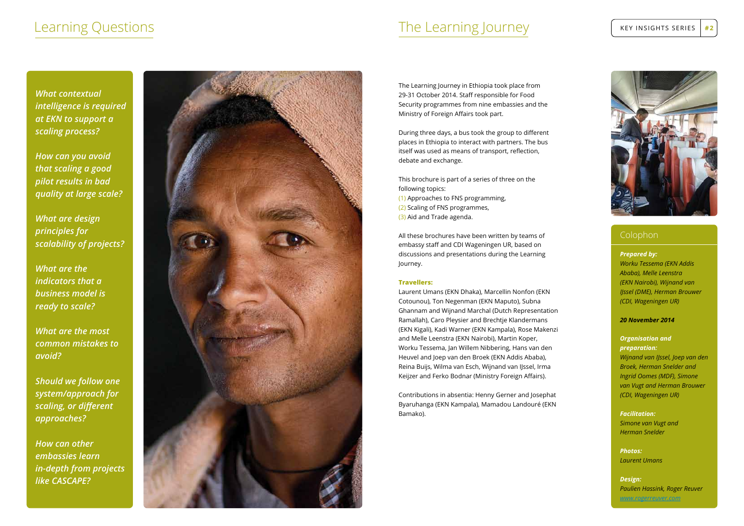## Learning Questions

*What contextual intelligence is required at EKN to support a scaling process?*

*How can you avoid that scaling a good pilot results in bad quality at large scale?*

*What are design principles for scalability of projects?*

*What are the indicators that a business model is ready to scale?*

*What are the most common mistakes to avoid?*

*Should we follow one system/approach for scaling, or different approaches?*

*How can other embassies learn in-depth from projects like CASCAPE?*

## The Learning Journey

The Learning Journey in Ethiopia took place from 29-31 October 2014. Staff responsible for Food Security programmes from nine embassies and the Ministry of Foreign Affairs took part.

During three days, a bus took the group to different places in Ethiopia to interact with partners. The bus itself was used as means of transport, reflection, debate and exchange.

This brochure is part of a series of three on the following topics:
(1) Approaches to FNS programming,
(2) Scaling of FNS programmes,
(3) Aid and Trade agenda.

All these brochures have been written by teams of embassy staff and CDI Wageningen UR, based on discussions and presentations during the Learning Journey.

**Travellers:**
Laurent Umans (EKN Dhaka), Marcellin Nonfon (EKN Cotounou), Ton Negenman (EKN Maputo), Subna Ghannam and Wijnand Marchal (Dutch Representation Ramallah), Caro Pleysier and Brechtje Klandermans (EKN Kigali), Kadi Warner (EKN Kampala), Rose Makenzi and Melle Leenstra (EKN Nairobi), Martin Koper, Worku Tessema, Jan Willem Nibbering, Hans van den Heuvel and Joep van den Broek (EKN Addis Ababa), Reina Buijs, Wilma van Esch, Wijnand van IJssel, Irma Keijzer and Ferko Bodnar (Ministry Foreign Affairs).

Contributions in absentia: Henny Gerner and Josephat Byaruhanga (EKN Kampala), Mamadou Landouré (EKN Bamako).

### Colophon

***Prepared by:***
*Worku Tessema (EKN Addis Ababa), Melle Leenstra (EKN Nairobi), Wijnand van IJssel (DME), Herman Brouwer (CDI, Wageningen UR)*

***20 November 2014***

***Organisation and preparation:***
*Wijnand van IJssel, Joep van den Broek, Herman Snelder and Ingrid Oomes (MDF), Simone van Vugt and Herman Brouwer (CDI, Wageningen UR)*

***Facilitation:***
*Simone van Vugt and Herman Snelder*

***Photos:***
*Laurent Umans*

***Design:***
*Paulien Hassink, Roger Reuver*
*www.rogerreuver.com*